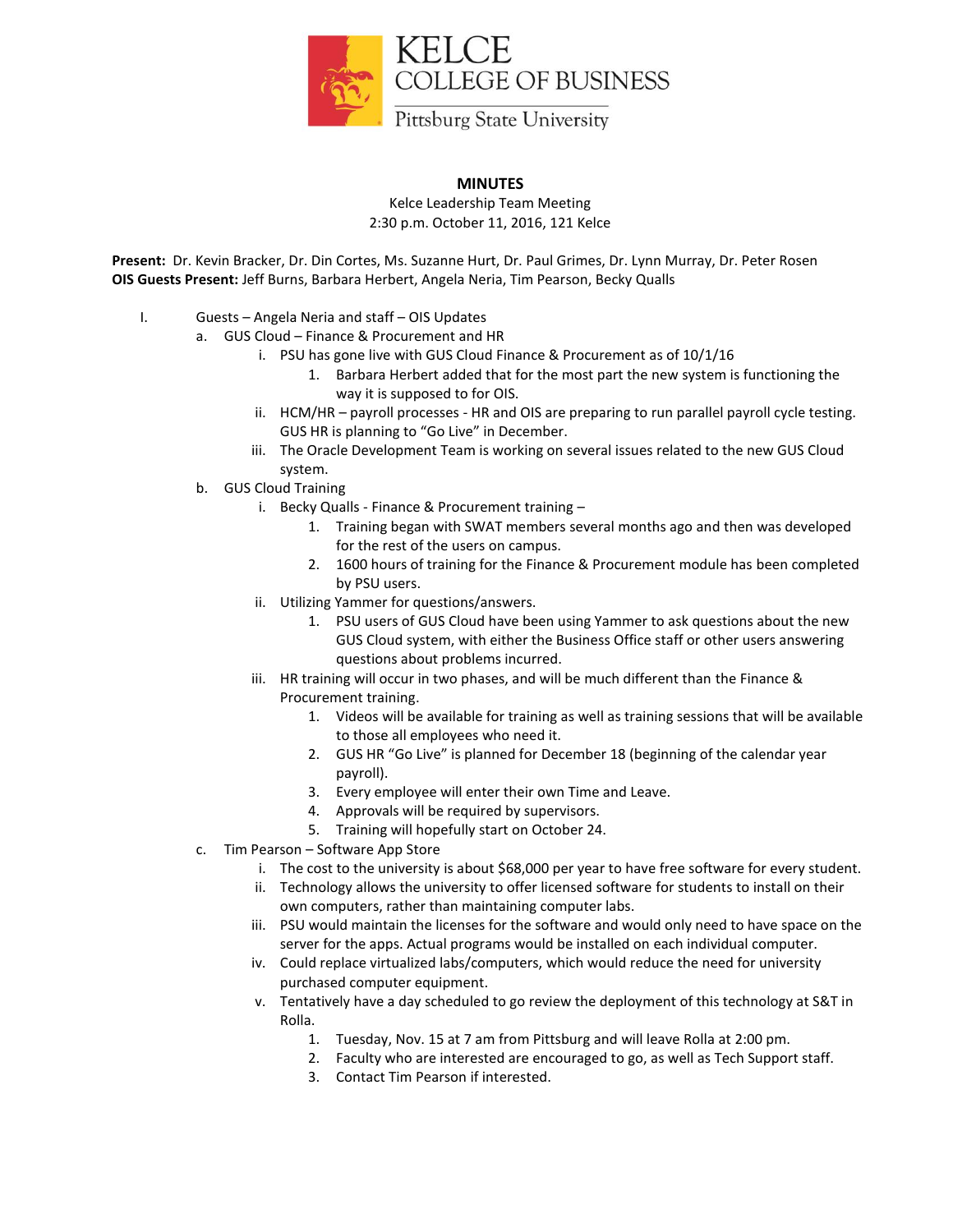KELCE
COLLEGE OF BUSINESS
Pittsburg State University

**MINUTES**

Kelce Leadership Team Meeting
2:30 p.m. October 11, 2016, 121 Kelce

**Present:** Dr. Kevin Bracker, Dr. Din Cortes, Ms. Suzanne Hurt, Dr. Paul Grimes, Dr. Lynn Murray, Dr. Peter Rosen
**OIS Guests Present:** Jeff Burns, Barbara Herbert, Angela Neria, Tim Pearson, Becky Qualls

I. Guests – Angela Neria and staff – OIS Updates
   a. GUS Cloud – Finance & Procurement and HR
      i. PSU has gone live with GUS Cloud Finance & Procurement as of 10/1/16
         1. Barbara Herbert added that for the most part the new system is functioning the way it is supposed to for OIS.
      ii. HCM/HR – payroll processes - HR and OIS are preparing to run parallel payroll cycle testing. GUS HR is planning to "Go Live" in December.
      iii. The Oracle Development Team is working on several issues related to the new GUS Cloud system.
   b. GUS Cloud Training
      i. Becky Qualls - Finance & Procurement training –
         1. Training began with SWAT members several months ago and then was developed for the rest of the users on campus.
         2. 1600 hours of training for the Finance & Procurement module has been completed by PSU users.
      ii. Utilizing Yammer for questions/answers.
         1. PSU users of GUS Cloud have been using Yammer to ask questions about the new GUS Cloud system, with either the Business Office staff or other users answering questions about problems incurred.
      iii. HR training will occur in two phases, and will be much different than the Finance & Procurement training.
         1. Videos will be available for training as well as training sessions that will be available to those all employees who need it.
         2. GUS HR "Go Live" is planned for December 18 (beginning of the calendar year payroll).
         3. Every employee will enter their own Time and Leave.
         4. Approvals will be required by supervisors.
         5. Training will hopefully start on October 24.
   c. Tim Pearson – Software App Store
      i. The cost to the university is about $68,000 per year to have free software for every student.
      ii. Technology allows the university to offer licensed software for students to install on their own computers, rather than maintaining computer labs.
      iii. PSU would maintain the licenses for the software and would only need to have space on the server for the apps. Actual programs would be installed on each individual computer.
      iv. Could replace virtualized labs/computers, which would reduce the need for university purchased computer equipment.
      v. Tentatively have a day scheduled to go review the deployment of this technology at S&T in Rolla.
         1. Tuesday, Nov. 15 at 7 am from Pittsburg and will leave Rolla at 2:00 pm.
         2. Faculty who are interested are encouraged to go, as well as Tech Support staff.
         3. Contact Tim Pearson if interested.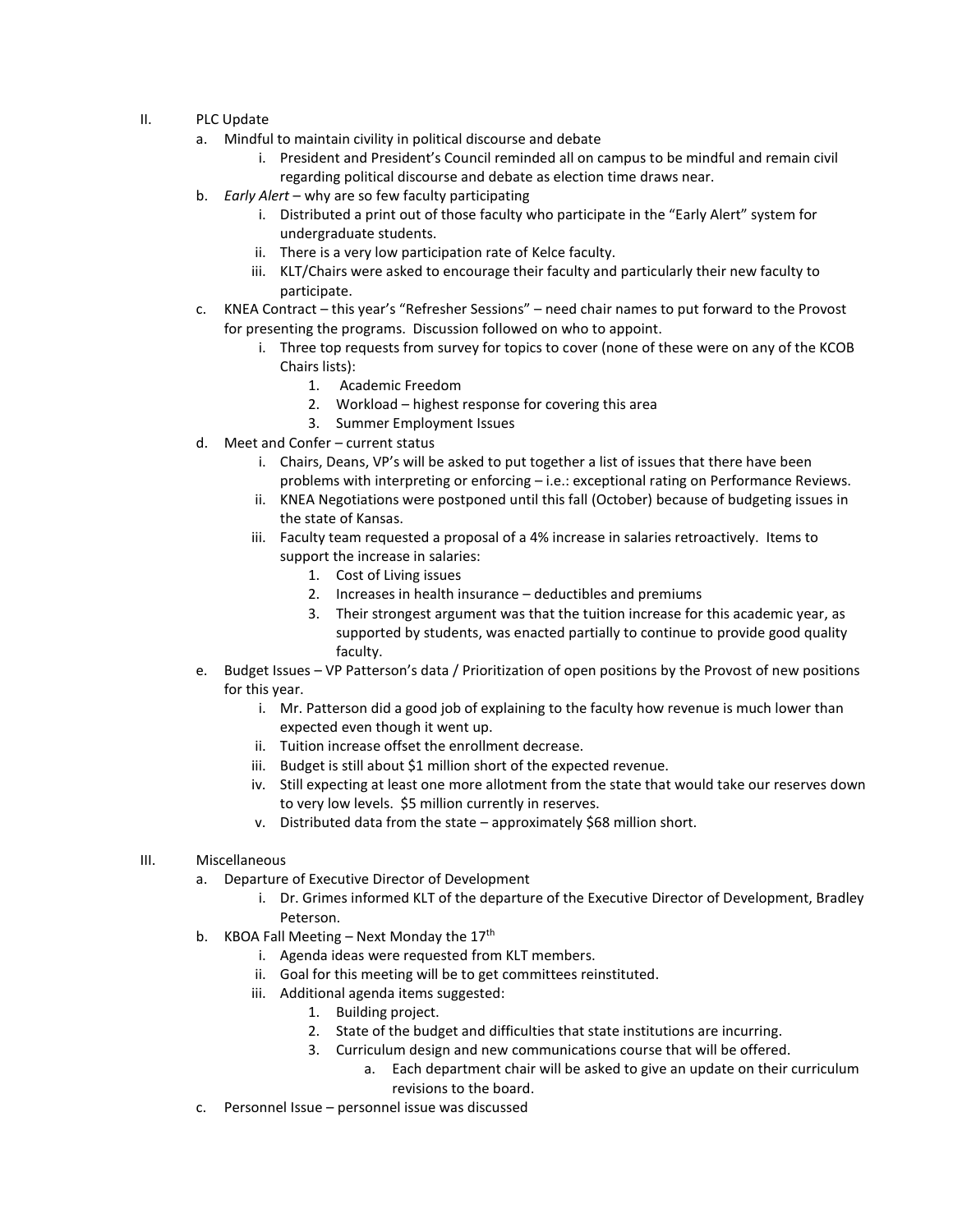II. PLC Update

a. Mindful to maintain civility in political discourse and debate
   i. President and President's Council reminded all on campus to be mindful and remain civil regarding political discourse and debate as election time draws near.

b. *Early Alert* – why are so few faculty participating
   i. Distributed a print out of those faculty who participate in the "Early Alert" system for undergraduate students.
   ii. There is a very low participation rate of Kelce faculty.
   iii. KLT/Chairs were asked to encourage their faculty and particularly their new faculty to participate.

c. KNEA Contract – this year's "Refresher Sessions" – need chair names to put forward to the Provost for presenting the programs. Discussion followed on who to appoint.
   i. Three top requests from survey for topics to cover (none of these were on any of the KCOB Chairs lists):
      1. Academic Freedom
      2. Workload – highest response for covering this area
      3. Summer Employment Issues

d. Meet and Confer – current status
   i. Chairs, Deans, VP's will be asked to put together a list of issues that there have been problems with interpreting or enforcing – i.e.: exceptional rating on Performance Reviews.
   ii. KNEA Negotiations were postponed until this fall (October) because of budgeting issues in the state of Kansas.
   iii. Faculty team requested a proposal of a 4% increase in salaries retroactively. Items to support the increase in salaries:
      1. Cost of Living issues
      2. Increases in health insurance – deductibles and premiums
      3. Their strongest argument was that the tuition increase for this academic year, as supported by students, was enacted partially to continue to provide good quality faculty.

e. Budget Issues – VP Patterson's data / Prioritization of open positions by the Provost of new positions for this year.
   i. Mr. Patterson did a good job of explaining to the faculty how revenue is much lower than expected even though it went up.
   ii. Tuition increase offset the enrollment decrease.
   iii. Budget is still about $1 million short of the expected revenue.
   iv. Still expecting at least one more allotment from the state that would take our reserves down to very low levels. $5 million currently in reserves.
   v. Distributed data from the state – approximately $68 million short.

III. Miscellaneous

a. Departure of Executive Director of Development
   i. Dr. Grimes informed KLT of the departure of the Executive Director of Development, Bradley Peterson.

b. KBOA Fall Meeting – Next Monday the 17th
   i. Agenda ideas were requested from KLT members.
   ii. Goal for this meeting will be to get committees reinstituted.
   iii. Additional agenda items suggested:
      1. Building project.
      2. State of the budget and difficulties that state institutions are incurring.
      3. Curriculum design and new communications course that will be offered.
         a. Each department chair will be asked to give an update on their curriculum revisions to the board.

c. Personnel Issue – personnel issue was discussed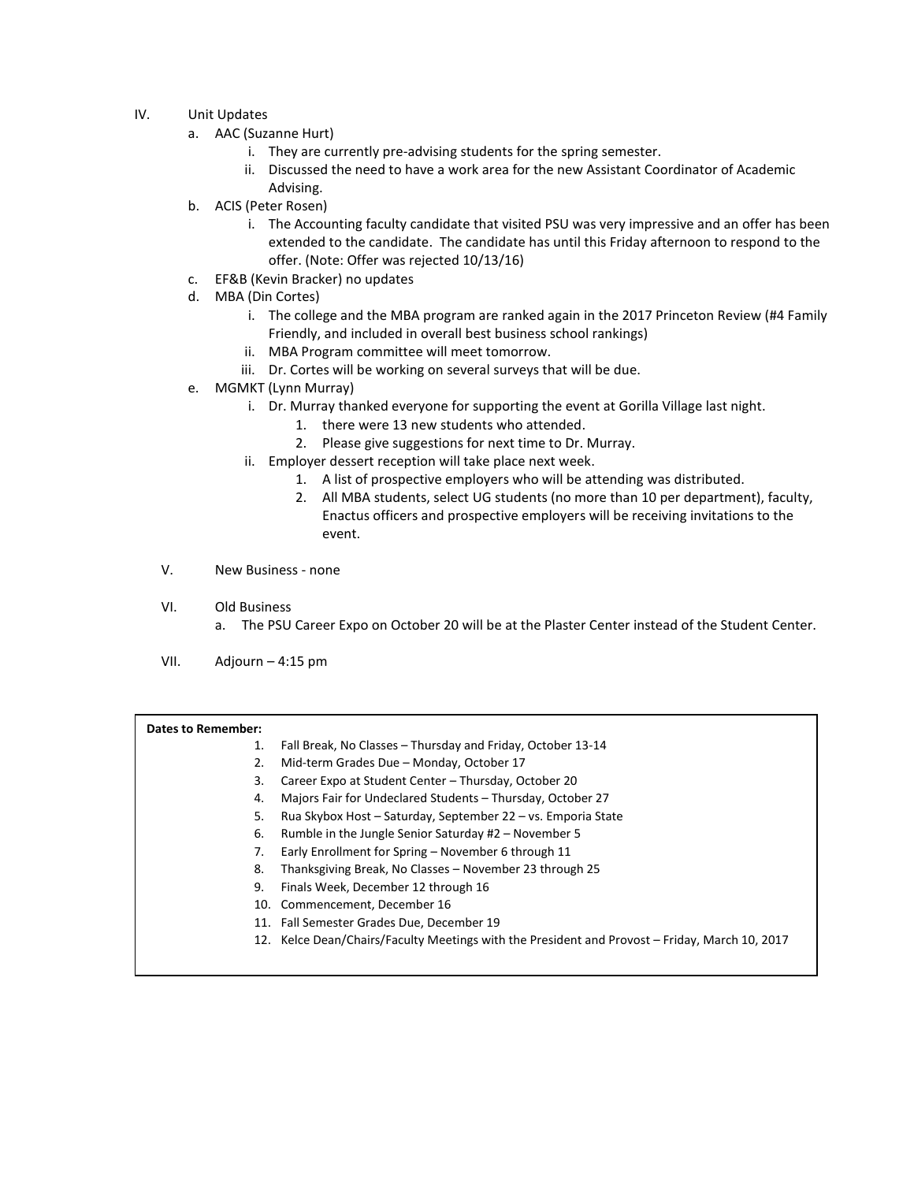IV. Unit Updates
   a. AAC (Suzanne Hurt)
      i. They are currently pre-advising students for the spring semester.
      ii. Discussed the need to have a work area for the new Assistant Coordinator of Academic Advising.
   b. ACIS (Peter Rosen)
      i. The Accounting faculty candidate that visited PSU was very impressive and an offer has been extended to the candidate. The candidate has until this Friday afternoon to respond to the offer. (Note: Offer was rejected 10/13/16)
   c. EF&B (Kevin Bracker) no updates
   d. MBA (Din Cortes)
      i. The college and the MBA program are ranked again in the 2017 Princeton Review (#4 Family Friendly, and included in overall best business school rankings)
      ii. MBA Program committee will meet tomorrow.
      iii. Dr. Cortes will be working on several surveys that will be due.
   e. MGMKT (Lynn Murray)
      i. Dr. Murray thanked everyone for supporting the event at Gorilla Village last night.
         1. there were 13 new students who attended.
         2. Please give suggestions for next time to Dr. Murray.
      ii. Employer dessert reception will take place next week.
         1. A list of prospective employers who will be attending was distributed.
         2. All MBA students, select UG students (no more than 10 per department), faculty, Enactus officers and prospective employers will be receiving invitations to the event.

V. New Business - none

VI. Old Business
   a. The PSU Career Expo on October 20 will be at the Plaster Center instead of the Student Center.

VII. Adjourn – 4:15 pm

**Dates to Remember:**

1. Fall Break, No Classes – Thursday and Friday, October 13-14
2. Mid-term Grades Due – Monday, October 17
3. Career Expo at Student Center – Thursday, October 20
4. Majors Fair for Undeclared Students – Thursday, October 27
5. Rua Skybox Host – Saturday, September 22 – vs. Emporia State
6. Rumble in the Jungle Senior Saturday #2 – November 5
7. Early Enrollment for Spring – November 6 through 11
8. Thanksgiving Break, No Classes – November 23 through 25
9. Finals Week, December 12 through 16
10. Commencement, December 16
11. Fall Semester Grades Due, December 19
12. Kelce Dean/Chairs/Faculty Meetings with the President and Provost – Friday, March 10, 2017